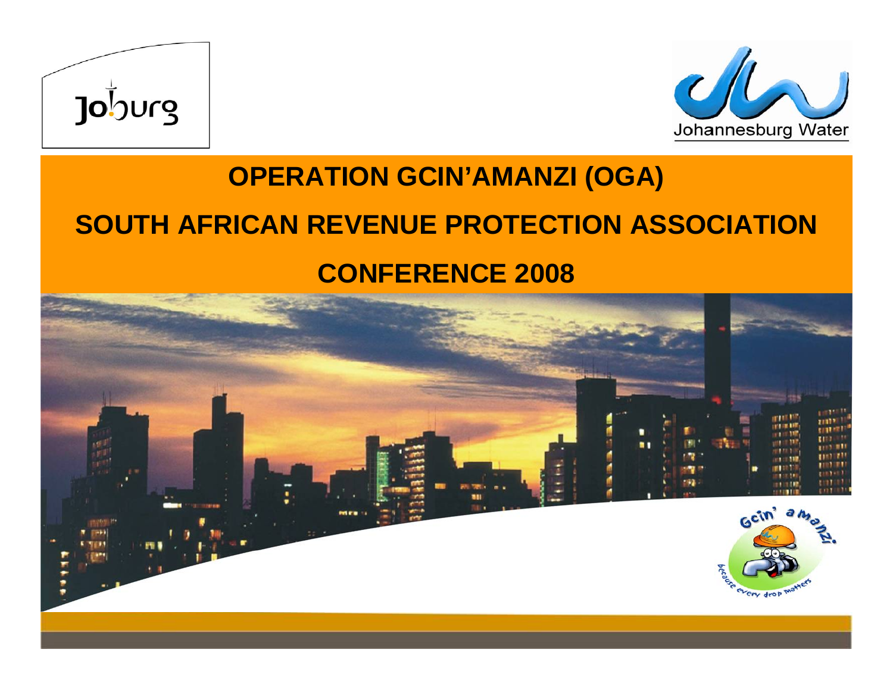Joburg

Johannesburg Water

# OPERATION GCIN'AMANZI (OGA)

# SOUTH AFRICAN REVENUE PROTECTION ASSOCIATION

# CONFERENCE 2008

Gcin' amanzi

because every drop matters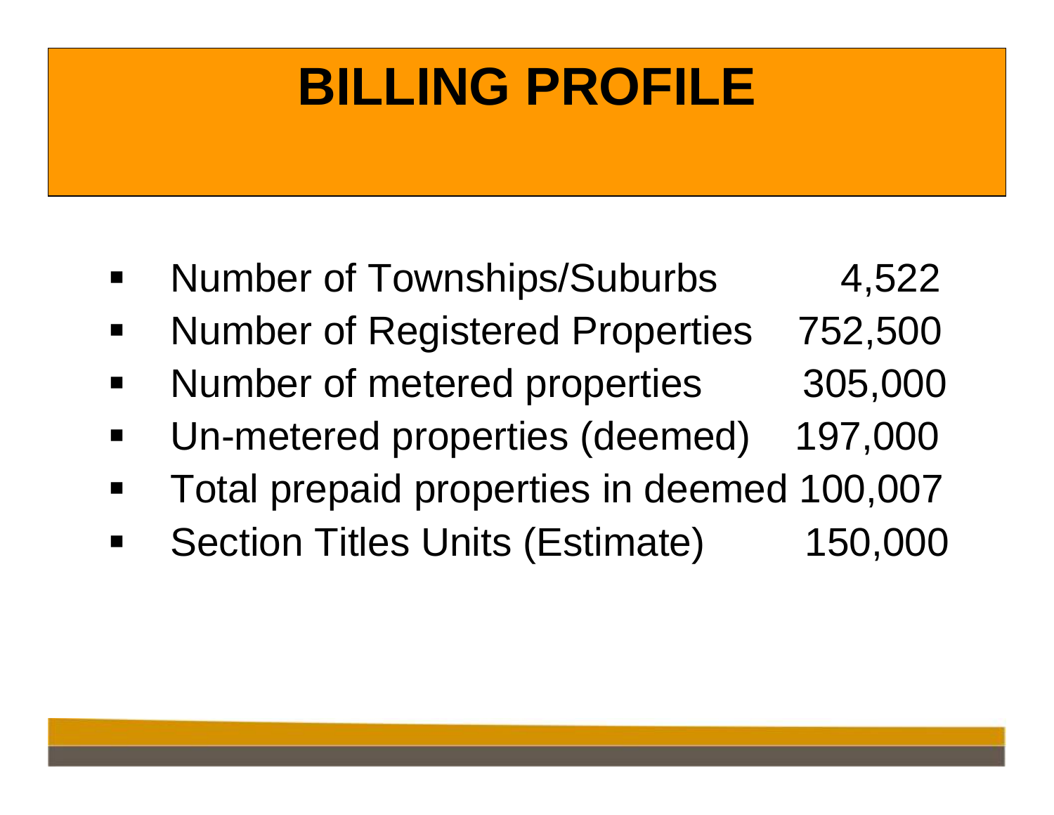# BILLING PROFILE

- Number of Townships/Suburbs 4,522
- Number of Registered Properties 752,500
- Number of metered properties 305,000
- Un-metered properties (deemed) 197,000
- Total prepaid properties in deemed 100,007
- Section Titles Units (Estimate) 150,000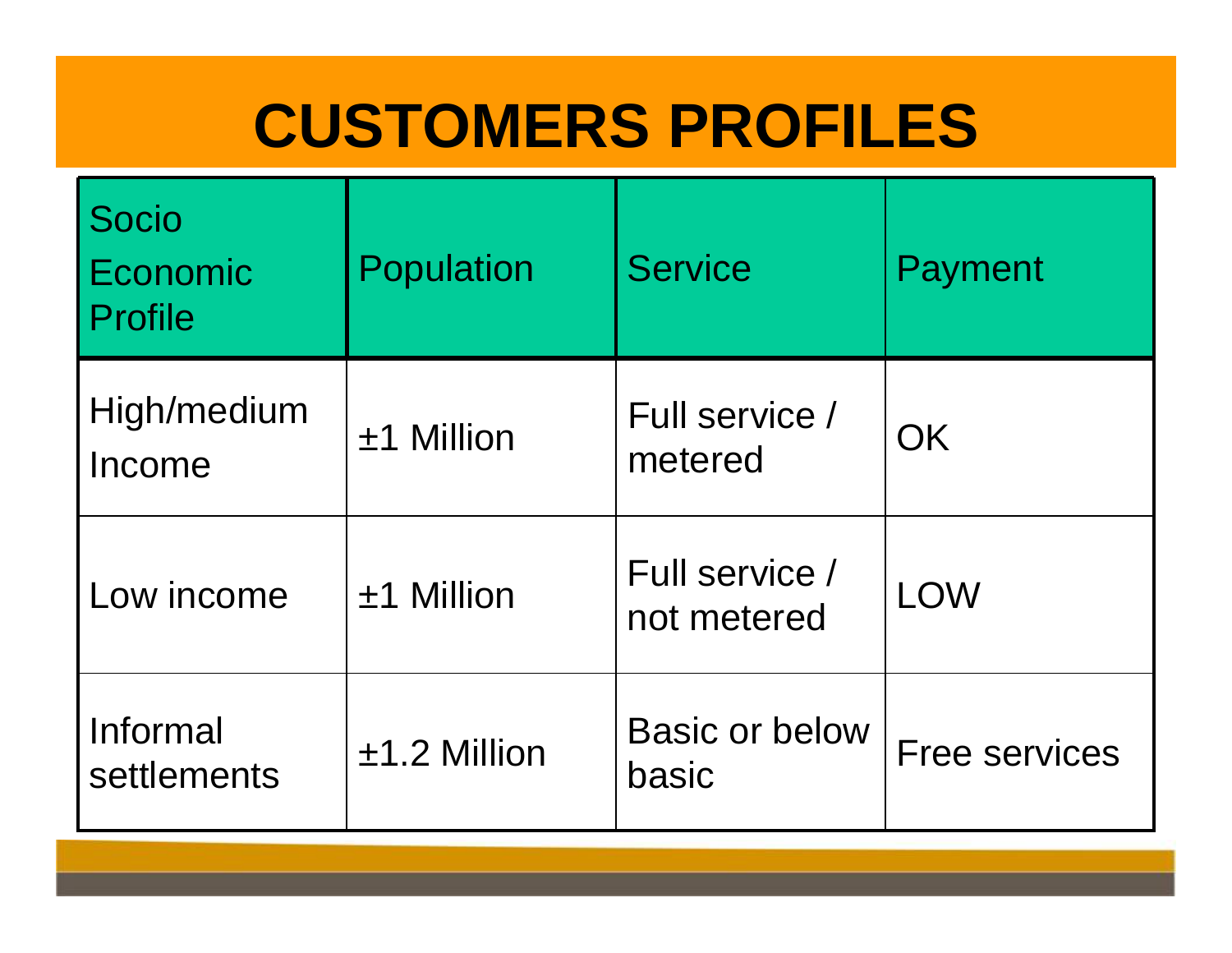# CUSTOMERS PROFILES

| Socio Economic Profile | Population | Service | Payment |
|---|---|---|---|
| High/medium Income | ±1 Million | Full service / metered | OK |
| Low income | ±1 Million | Full service / not metered | LOW |
| Informal settlements | ±1.2 Million | Basic or below basic | Free services |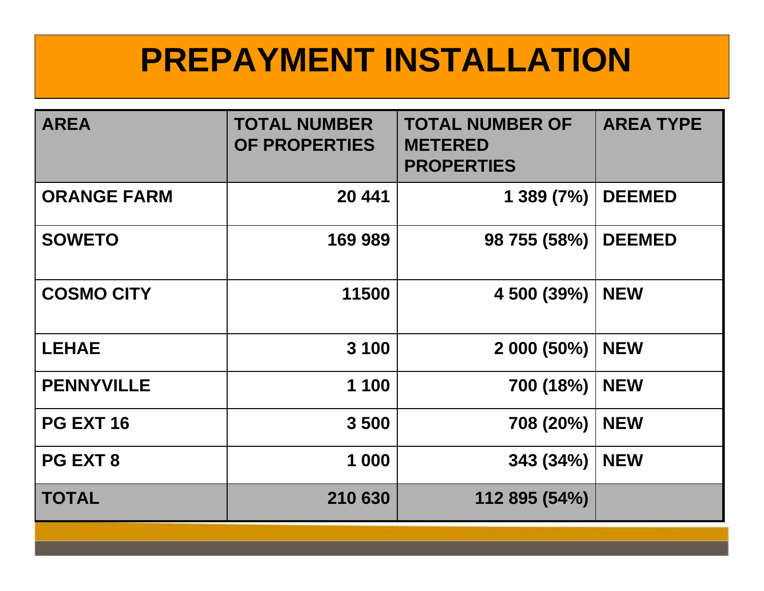# PREPAYMENT INSTALLATION

| AREA | TOTAL NUMBER OF PROPERTIES | TOTAL NUMBER OF METERED PROPERTIES | AREA TYPE |
|---|---|---|---|
| ORANGE FARM | 20 441 | 1 389 (7%) | DEEMED |
| SOWETO | 169 989 | 98 755 (58%) | DEEMED |
| COSMO CITY | 11500 | 4 500 (39%) | NEW |
| LEHAE | 3 100 | 2 000 (50%) | NEW |
| PENNYVILLE | 1 100 | 700 (18%) | NEW |
| PG EXT 16 | 3 500 | 708 (20%) | NEW |
| PG EXT 8 | 1 000 | 343 (34%) | NEW |
| TOTAL | 210 630 | 112 895 (54%) | |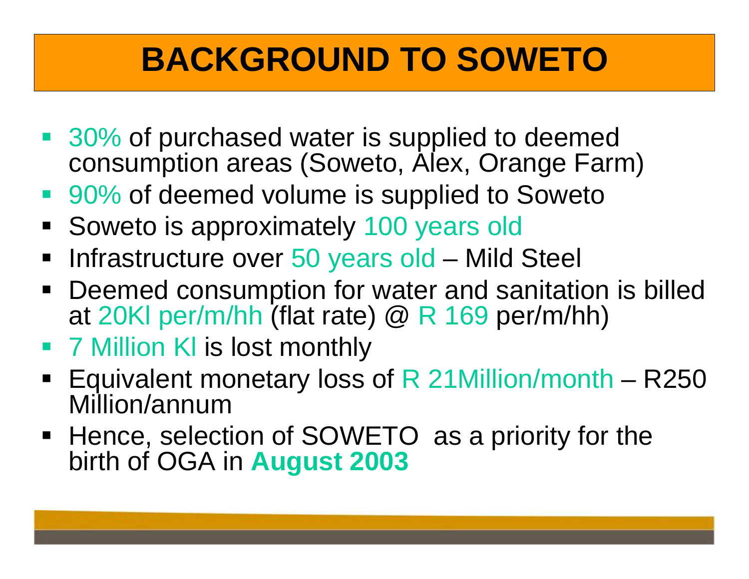# BACKGROUND TO SOWETO

- 30% of purchased water is supplied to deemed consumption areas (Soweto, Alex, Orange Farm)
- 90% of deemed volume is supplied to Soweto
- Soweto is approximately 100 years old
- Infrastructure over 50 years old – Mild Steel
- Deemed consumption for water and sanitation is billed at 20Kl per/m/hh (flat rate) @ R 169 per/m/hh)
- 7 Million Kl is lost monthly
- Equivalent monetary loss of R 21Million/month – R250 Million/annum
- Hence, selection of SOWETO as a priority for the birth of OGA in **August 2003**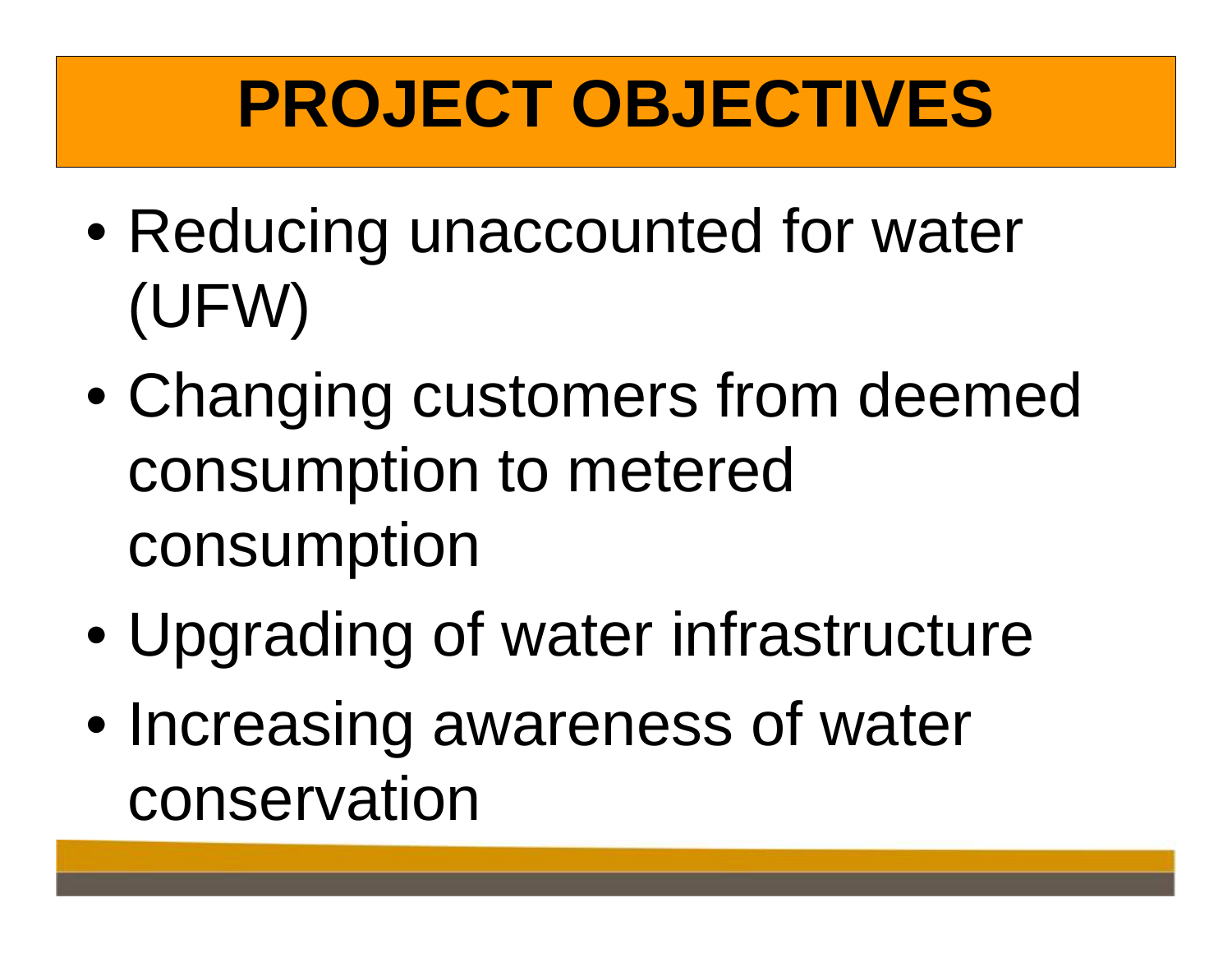# PROJECT OBJECTIVES

- Reducing unaccounted for water (UFW)
- Changing customers from deemed consumption to metered consumption
- Upgrading of water infrastructure
- Increasing awareness of water conservation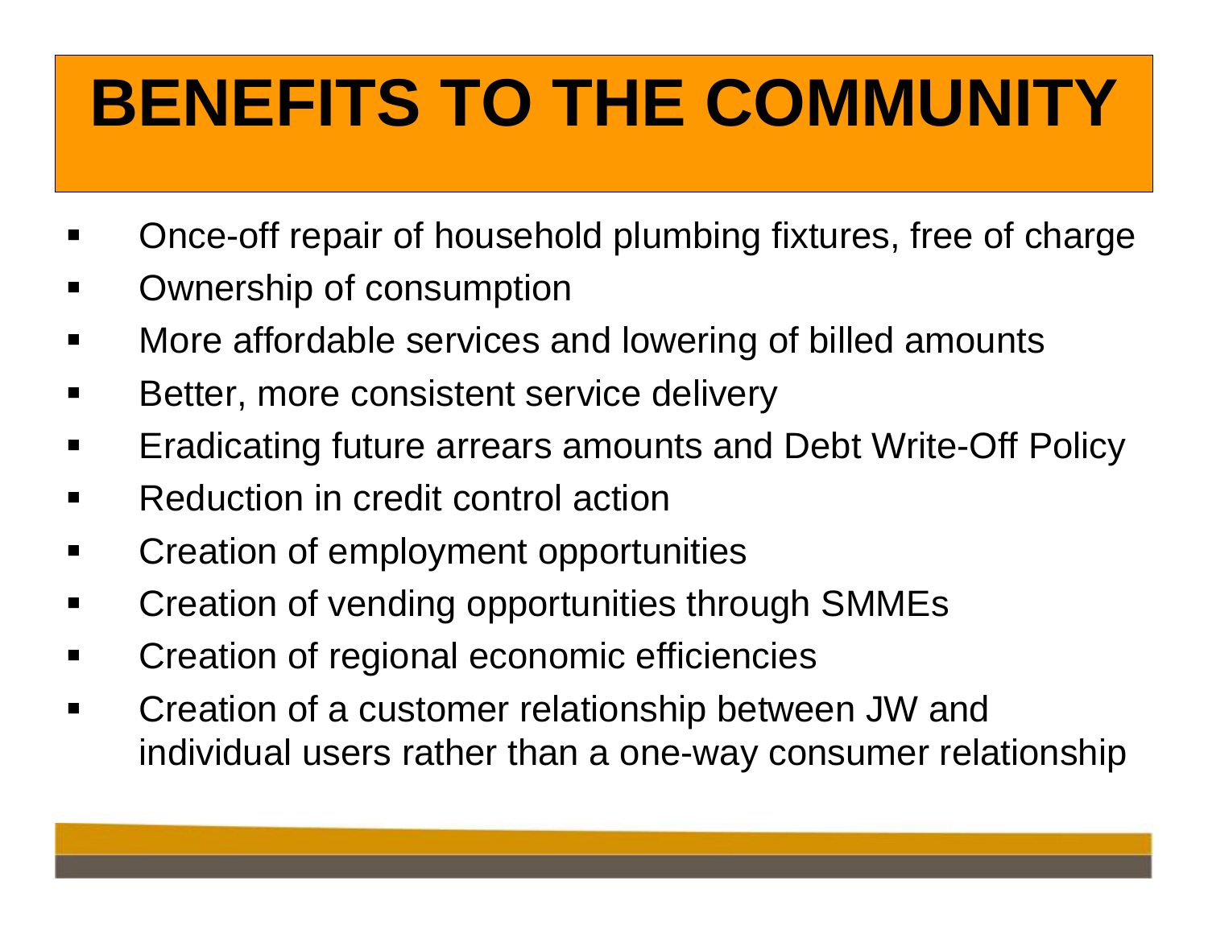# BENEFITS TO THE COMMUNITY

- Once-off repair of household plumbing fixtures, free of charge
- Ownership of consumption
- More affordable services and lowering of billed amounts
- Better, more consistent service delivery
- Eradicating future arrears amounts and Debt Write-Off Policy
- Reduction in credit control action
- Creation of employment opportunities
- Creation of vending opportunities through SMMEs
- Creation of regional economic efficiencies
- Creation of a customer relationship between JW and individual users rather than a one-way consumer relationship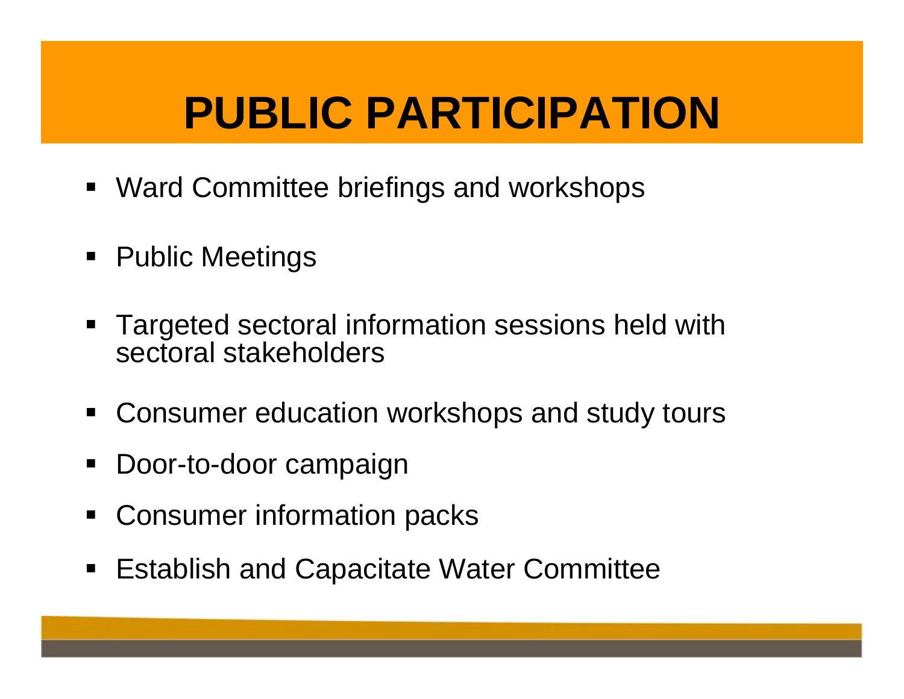# PUBLIC PARTICIPATION

- Ward Committee briefings and workshops
- Public Meetings
- Targeted sectoral information sessions held with sectoral stakeholders
- Consumer education workshops and study tours
- Door-to-door campaign
- Consumer information packs
- Establish and Capacitate Water Committee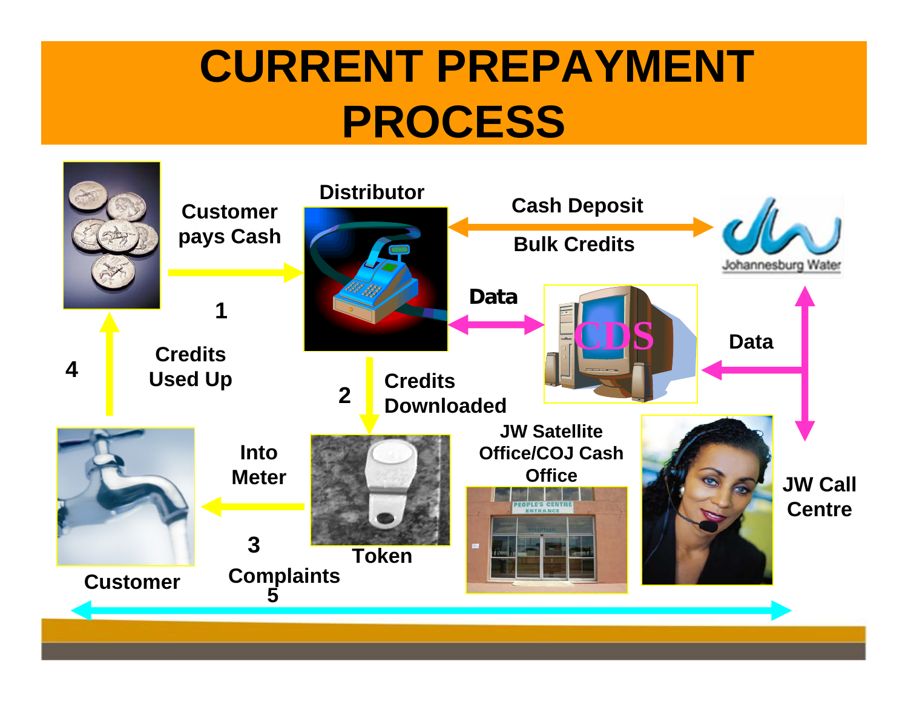# CURRENT PREPAYMENT PROCESS

Customer pays Cash

1

Distributor

Cash Deposit

Bulk Credits

Data

CDS

Data

4

Credits Used Up

2

Credits Downloaded

JW Satellite Office/COJ Cash Office

JW Call Centre

Into Meter

3

Token

Customer

Complaints

5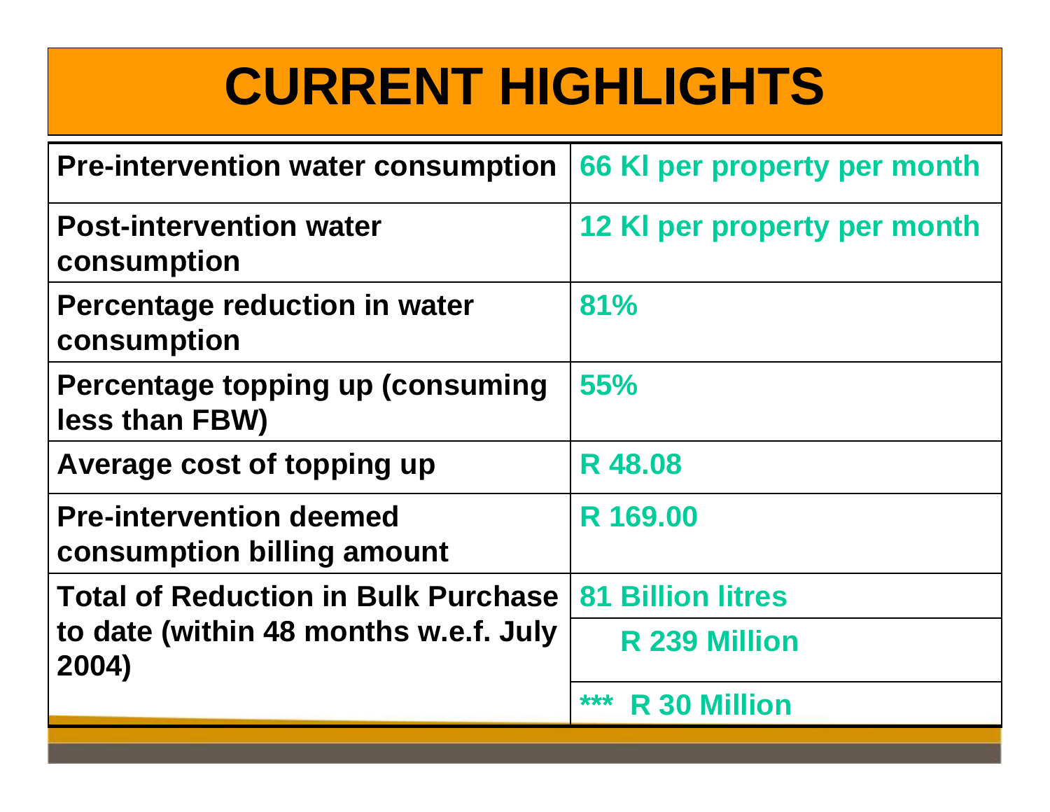# CURRENT HIGHLIGHTS

| | |
|---|---|
| Pre-intervention water consumption | 66 Kl per property per month |
| Post-intervention water consumption | 12 Kl per property per month |
| Percentage reduction in water consumption | 81% |
| Percentage topping up (consuming less than FBW) | 55% |
| Average cost of topping up | R 48.08 |
| Pre-intervention deemed consumption billing amount | R 169.00 |
| Total of Reduction in Bulk Purchase to date (within 48 months w.e.f. July 2004) | 81 Billion litres |
| | R 239 Million |
| | *** R 30 Million |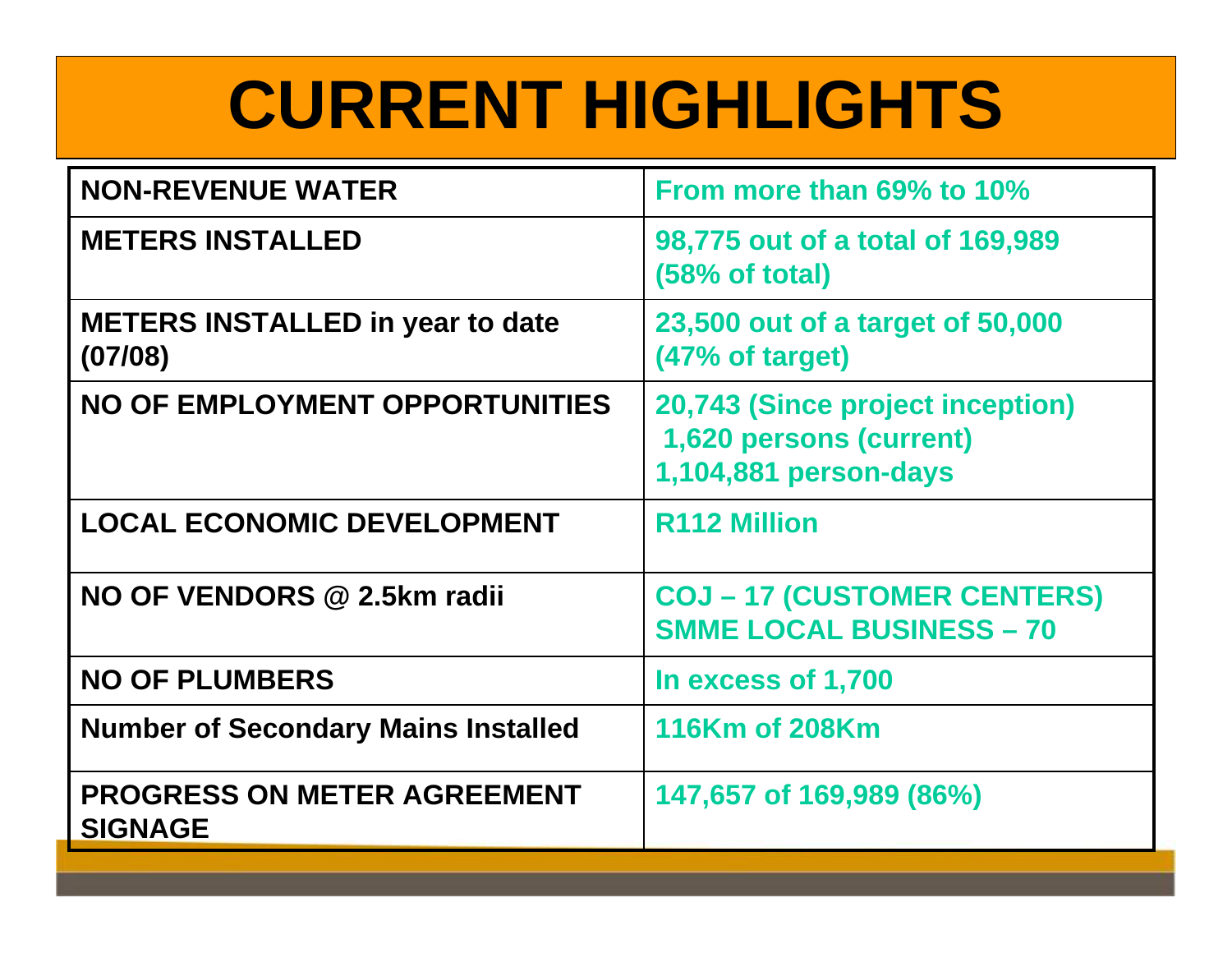# CURRENT HIGHLIGHTS

| | |
|---|---|
| **NON-REVENUE WATER** | **From more than 69% to 10%** |
| **METERS INSTALLED** | **98,775 out of a total of 169,989 (58% of total)** |
| **METERS INSTALLED in year to date (07/08)** | **23,500 out of a target of 50,000 (47% of target)** |
| **NO OF EMPLOYMENT OPPORTUNITIES** | **20,743 (Since project inception)**<br>**1,620 persons (current)**<br>**1,104,881 person-days** |
| **LOCAL ECONOMIC DEVELOPMENT** | **R112 Million** |
| **NO OF VENDORS @ 2.5km radii** | **COJ – 17 (CUSTOMER CENTERS)**<br>**SMME LOCAL BUSINESS – 70** |
| **NO OF PLUMBERS** | **In excess of 1,700** |
| **Number of Secondary Mains Installed** | **116Km of 208Km** |
| **PROGRESS ON METER AGREEMENT SIGNAGE** | **147,657 of 169,989 (86%)** |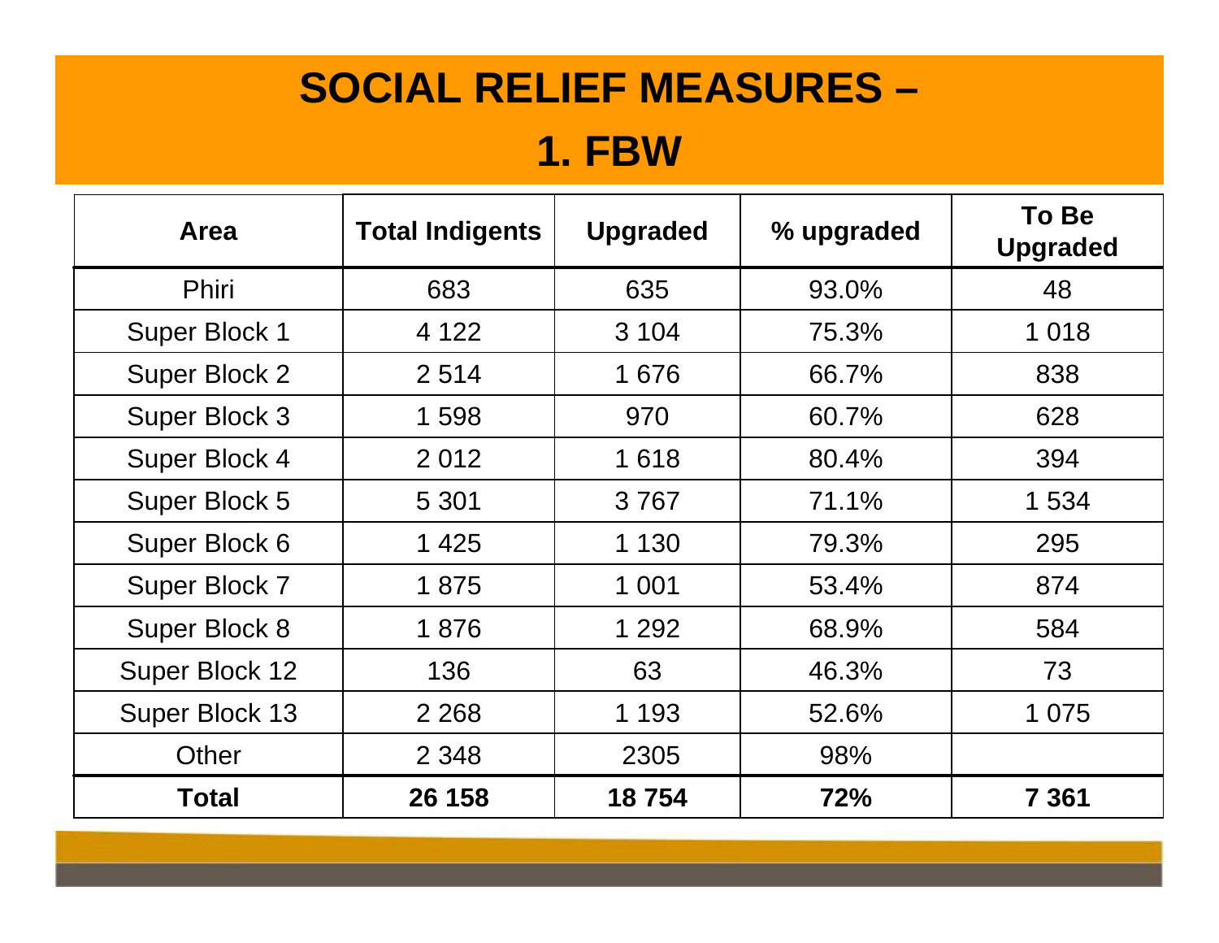# SOCIAL RELIEF MEASURES – 1. FBW

| Area | Total Indigents | Upgraded | % upgraded | To Be Upgraded |
|---|---|---|---|---|
| Phiri | 683 | 635 | 93.0% | 48 |
| Super Block 1 | 4 122 | 3 104 | 75.3% | 1 018 |
| Super Block 2 | 2 514 | 1 676 | 66.7% | 838 |
| Super Block 3 | 1 598 | 970 | 60.7% | 628 |
| Super Block 4 | 2 012 | 1 618 | 80.4% | 394 |
| Super Block 5 | 5 301 | 3 767 | 71.1% | 1 534 |
| Super Block 6 | 1 425 | 1 130 | 79.3% | 295 |
| Super Block 7 | 1 875 | 1 001 | 53.4% | 874 |
| Super Block 8 | 1 876 | 1 292 | 68.9% | 584 |
| Super Block 12 | 136 | 63 | 46.3% | 73 |
| Super Block 13 | 2 268 | 1 193 | 52.6% | 1 075 |
| Other | 2 348 | 2305 | 98% | |
| **Total** | **26 158** | **18 754** | **72%** | **7 361** |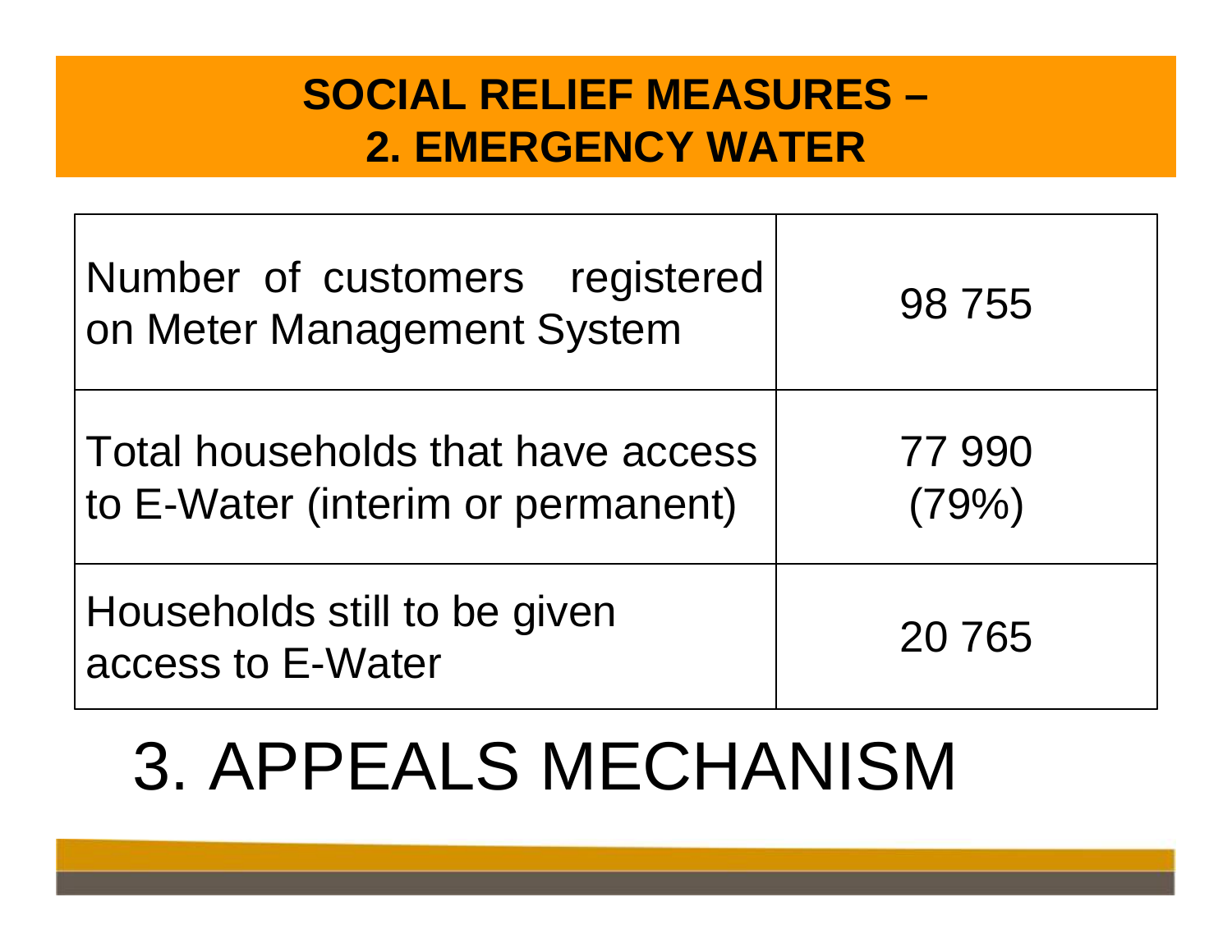## SOCIAL RELIEF MEASURES – 2. EMERGENCY WATER

| | |
|---|---|
| Number of customers registered on Meter Management System | 98 755 |
| Total households that have access to E-Water (interim or permanent) | 77 990 (79%) |
| Households still to be given access to E-Water | 20 765 |

# 3. APPEALS MECHANISM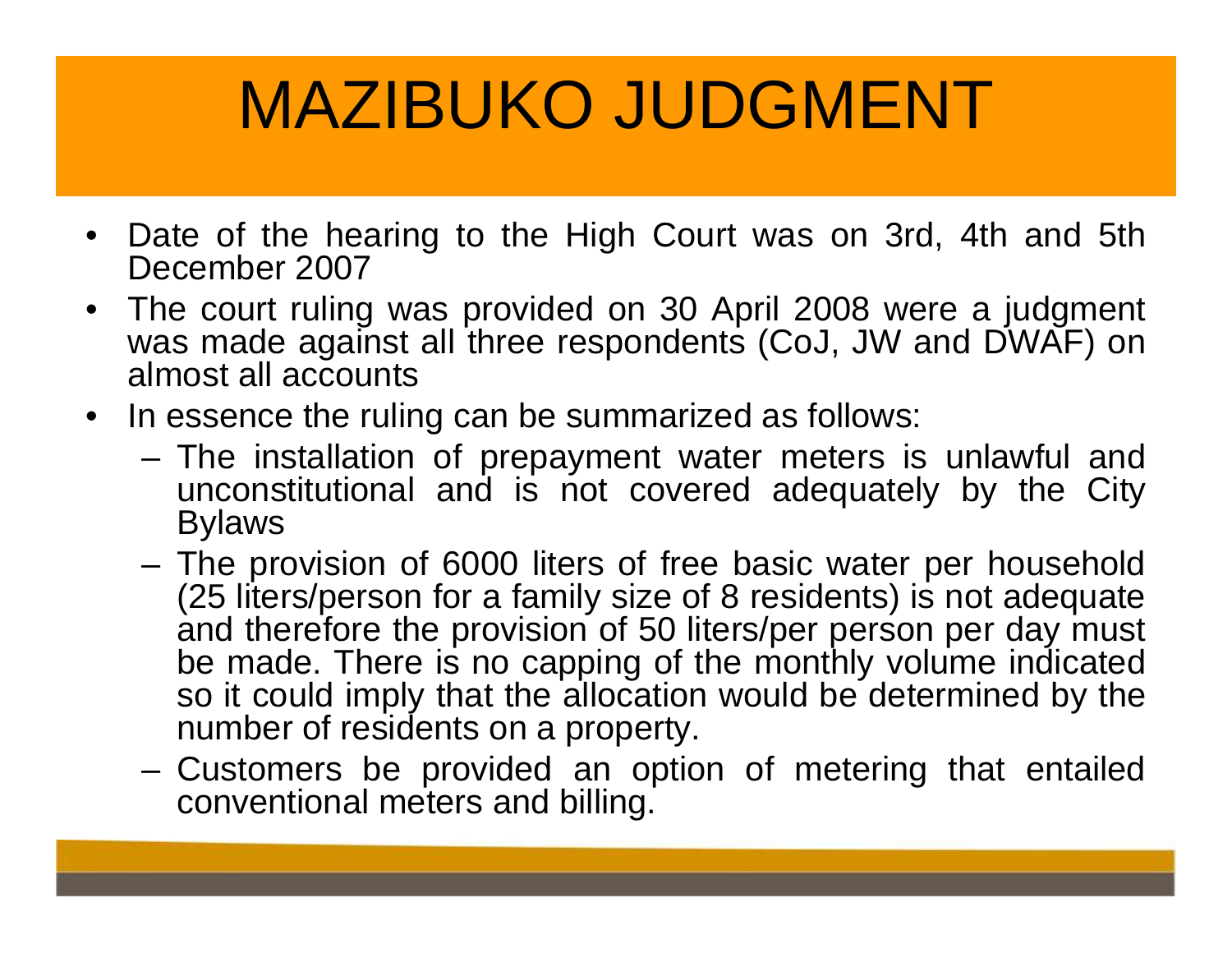# MAZIBUKO JUDGMENT

- Date of the hearing to the High Court was on 3rd, 4th and 5th December 2007
- The court ruling was provided on 30 April 2008 were a judgment was made against all three respondents (CoJ, JW and DWAF) on almost all accounts
- In essence the ruling can be summarized as follows:
  - The installation of prepayment water meters is unlawful and unconstitutional and is not covered adequately by the City Bylaws
  - The provision of 6000 liters of free basic water per household (25 liters/person for a family size of 8 residents) is not adequate and therefore the provision of 50 liters/per person per day must be made. There is no capping of the monthly volume indicated so it could imply that the allocation would be determined by the number of residents on a property.
  - Customers be provided an option of metering that entailed conventional meters and billing.